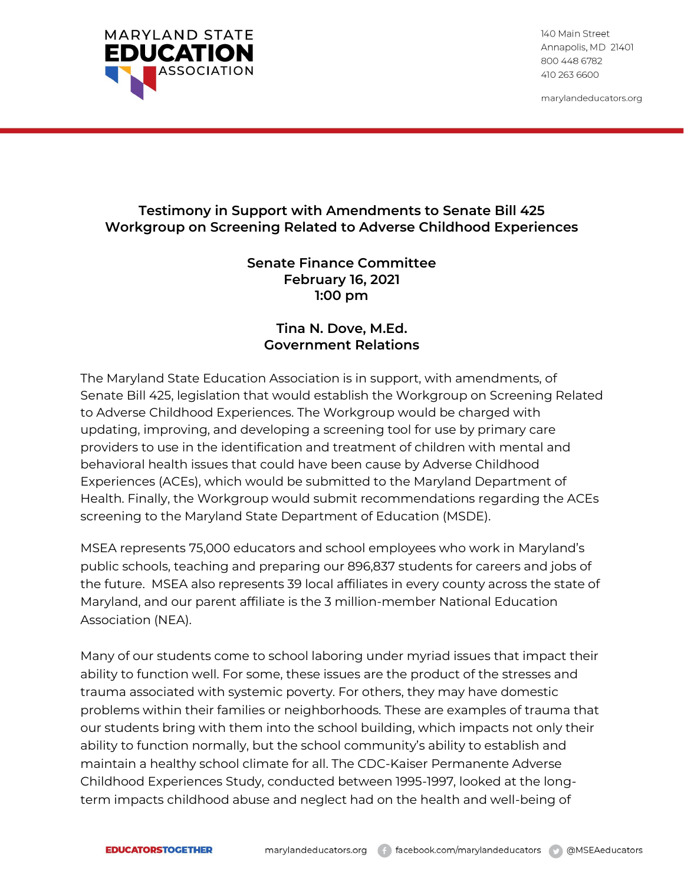MARYLAND STATE EDUCATION ASSOCIATION

140 Main Street
Annapolis, MD 21401
800 448 6782
410 263 6600

marylandeducators.org

## Testimony in Support with Amendments to Senate Bill 425
## Workgroup on Screening Related to Adverse Childhood Experiences

**Senate Finance Committee**
**February 16, 2021**
**1:00 pm**

**Tina N. Dove, M.Ed.**
**Government Relations**

The Maryland State Education Association is in support, with amendments, of Senate Bill 425, legislation that would establish the Workgroup on Screening Related to Adverse Childhood Experiences. The Workgroup would be charged with updating, improving, and developing a screening tool for use by primary care providers to use in the identification and treatment of children with mental and behavioral health issues that could have been cause by Adverse Childhood Experiences (ACEs), which would be submitted to the Maryland Department of Health. Finally, the Workgroup would submit recommendations regarding the ACEs screening to the Maryland State Department of Education (MSDE).

MSEA represents 75,000 educators and school employees who work in Maryland's public schools, teaching and preparing our 896,837 students for careers and jobs of the future. MSEA also represents 39 local affiliates in every county across the state of Maryland, and our parent affiliate is the 3 million-member National Education Association (NEA).

Many of our students come to school laboring under myriad issues that impact their ability to function well. For some, these issues are the product of the stresses and trauma associated with systemic poverty. For others, they may have domestic problems within their families or neighborhoods. These are examples of trauma that our students bring with them into the school building, which impacts not only their ability to function normally, but the school community's ability to establish and maintain a healthy school climate for all. The CDC-Kaiser Permanente Adverse Childhood Experiences Study, conducted between 1995-1997, looked at the long-term impacts childhood abuse and neglect had on the health and well-being of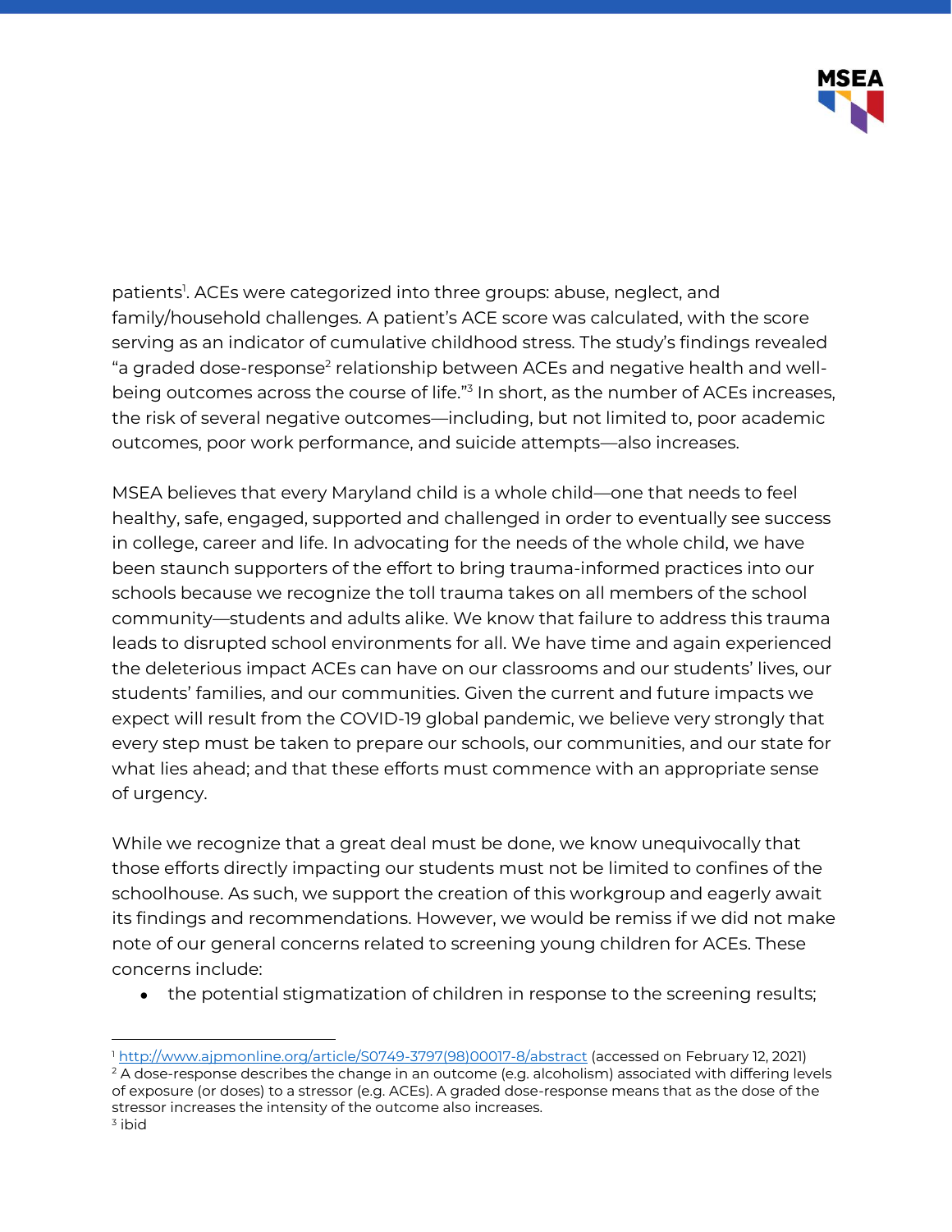patients[1]. ACEs were categorized into three groups: abuse, neglect, and family/household challenges. A patient's ACE score was calculated, with the score serving as an indicator of cumulative childhood stress. The study's findings revealed "a graded dose-response[2] relationship between ACEs and negative health and well-being outcomes across the course of life."[3] In short, as the number of ACEs increases, the risk of several negative outcomes—including, but not limited to, poor academic outcomes, poor work performance, and suicide attempts—also increases.

MSEA believes that every Maryland child is a whole child—one that needs to feel healthy, safe, engaged, supported and challenged in order to eventually see success in college, career and life. In advocating for the needs of the whole child, we have been staunch supporters of the effort to bring trauma-informed practices into our schools because we recognize the toll trauma takes on all members of the school community—students and adults alike. We know that failure to address this trauma leads to disrupted school environments for all. We have time and again experienced the deleterious impact ACEs can have on our classrooms and our students' lives, our students' families, and our communities. Given the current and future impacts we expect will result from the COVID-19 global pandemic, we believe very strongly that every step must be taken to prepare our schools, our communities, and our state for what lies ahead; and that these efforts must commence with an appropriate sense of urgency.

While we recognize that a great deal must be done, we know unequivocally that those efforts directly impacting our students must not be limited to confines of the schoolhouse. As such, we support the creation of this workgroup and eagerly await its findings and recommendations. However, we would be remiss if we did not make note of our general concerns related to screening young children for ACEs. These concerns include:

- the potential stigmatization of children in response to the screening results;

---

[1] http://www.ajpmonline.org/article/S0749-3797(98)00017-8/abstract (accessed on February 12, 2021)

[2] A dose-response describes the change in an outcome (e.g. alcoholism) associated with differing levels of exposure (or doses) to a stressor (e.g. ACEs). A graded dose-response means that as the dose of the stressor increases the intensity of the outcome also increases.

[3] ibid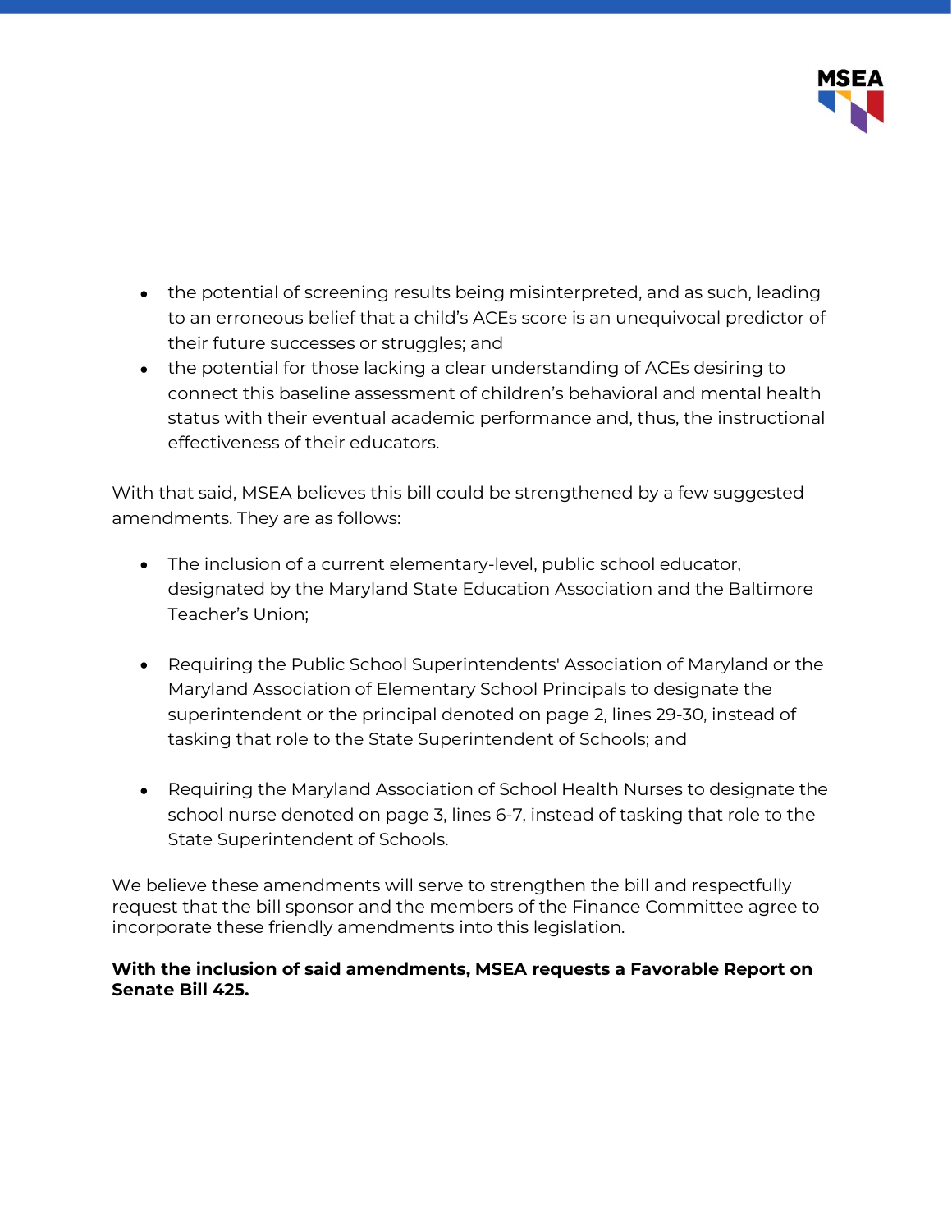- the potential of screening results being misinterpreted, and as such, leading to an erroneous belief that a child's ACEs score is an unequivocal predictor of their future successes or struggles; and
- the potential for those lacking a clear understanding of ACEs desiring to connect this baseline assessment of children's behavioral and mental health status with their eventual academic performance and, thus, the instructional effectiveness of their educators.

With that said, MSEA believes this bill could be strengthened by a few suggested amendments. They are as follows:

- The inclusion of a current elementary-level, public school educator, designated by the Maryland State Education Association and the Baltimore Teacher's Union;

- Requiring the Public School Superintendents' Association of Maryland or the Maryland Association of Elementary School Principals to designate the superintendent or the principal denoted on page 2, lines 29-30, instead of tasking that role to the State Superintendent of Schools; and

- Requiring the Maryland Association of School Health Nurses to designate the school nurse denoted on page 3, lines 6-7, instead of tasking that role to the State Superintendent of Schools.

We believe these amendments will serve to strengthen the bill and respectfully request that the bill sponsor and the members of the Finance Committee agree to incorporate these friendly amendments into this legislation.

**With the inclusion of said amendments, MSEA requests a Favorable Report on Senate Bill 425.**